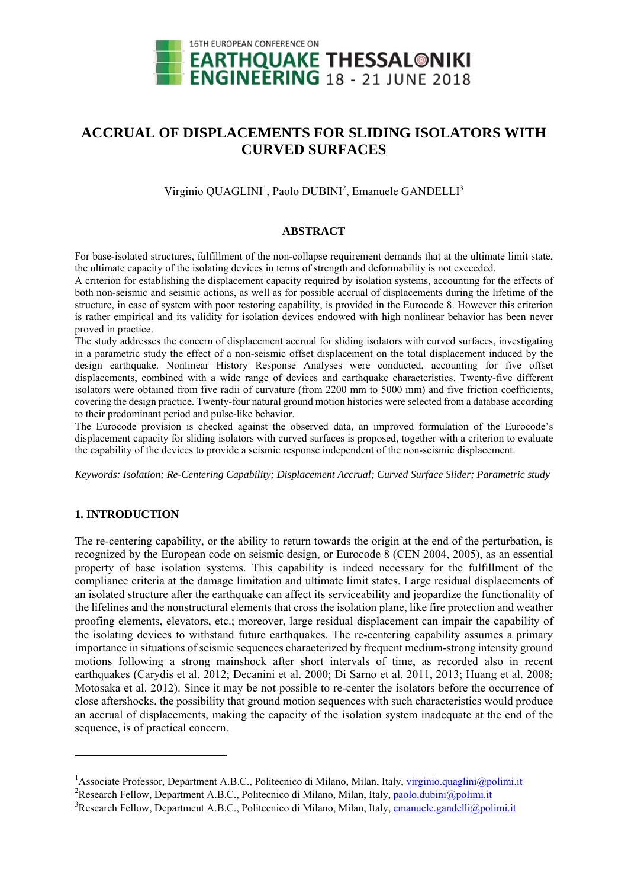# ACCRUAL OF DISPLACEMENTS FOR SLIDING ISOLATORS WITH CURVED SURFACES

Virginio QUAGLINI[1], Paolo DUBINI[2], Emanuele GANDELLI[3]

### ABSTRACT

For base-isolated structures, fulfillment of the non-collapse requirement demands that at the ultimate limit state, the ultimate capacity of the isolating devices in terms of strength and deformability is not exceeded.
A criterion for establishing the displacement capacity required by isolation systems, accounting for the effects of both non-seismic and seismic actions, as well as for possible accrual of displacements during the lifetime of the structure, in case of system with poor restoring capability, is provided in the Eurocode 8. However this criterion is rather empirical and its validity for isolation devices endowed with high nonlinear behavior has been never proved in practice.
The study addresses the concern of displacement accrual for sliding isolators with curved surfaces, investigating in a parametric study the effect of a non-seismic offset displacement on the total displacement induced by the design earthquake. Nonlinear History Response Analyses were conducted, accounting for five offset displacements, combined with a wide range of devices and earthquake characteristics. Twenty-five different isolators were obtained from five radii of curvature (from 2200 mm to 5000 mm) and five friction coefficients, covering the design practice. Twenty-four natural ground motion histories were selected from a database according to their predominant period and pulse-like behavior.
The Eurocode provision is checked against the observed data, an improved formulation of the Eurocode's displacement capacity for sliding isolators with curved surfaces is proposed, together with a criterion to evaluate the capability of the devices to provide a seismic response independent of the non-seismic displacement.

*Keywords: Isolation; Re-Centering Capability; Displacement Accrual; Curved Surface Slider; Parametric study*

## 1. INTRODUCTION

The re-centering capability, or the ability to return towards the origin at the end of the perturbation, is recognized by the European code on seismic design, or Eurocode 8 (CEN 2004, 2005), as an essential property of base isolation systems. This capability is indeed necessary for the fulfillment of the compliance criteria at the damage limitation and ultimate limit states. Large residual displacements of an isolated structure after the earthquake can affect its serviceability and jeopardize the functionality of the lifelines and the nonstructural elements that cross the isolation plane, like fire protection and weather proofing elements, elevators, etc.; moreover, large residual displacement can impair the capability of the isolating devices to withstand future earthquakes. The re-centering capability assumes a primary importance in situations of seismic sequences characterized by frequent medium-strong intensity ground motions following a strong mainshock after short intervals of time, as recorded also in recent earthquakes (Carydis et al. 2012; Decanini et al. 2000; Di Sarno et al. 2011, 2013; Huang et al. 2008; Motosaka et al. 2012). Since it may be not possible to re-center the isolators before the occurrence of close aftershocks, the possibility that ground motion sequences with such characteristics would produce an accrual of displacements, making the capacity of the isolation system inadequate at the end of the sequence, is of practical concern.

---

[1]Associate Professor, Department A.B.C., Politecnico di Milano, Milan, Italy, virginio.quaglini@polimi.it
[2]Research Fellow, Department A.B.C., Politecnico di Milano, Milan, Italy, paolo.dubini@polimi.it
[3]Research Fellow, Department A.B.C., Politecnico di Milano, Milan, Italy, emanuele.gandelli@polimi.it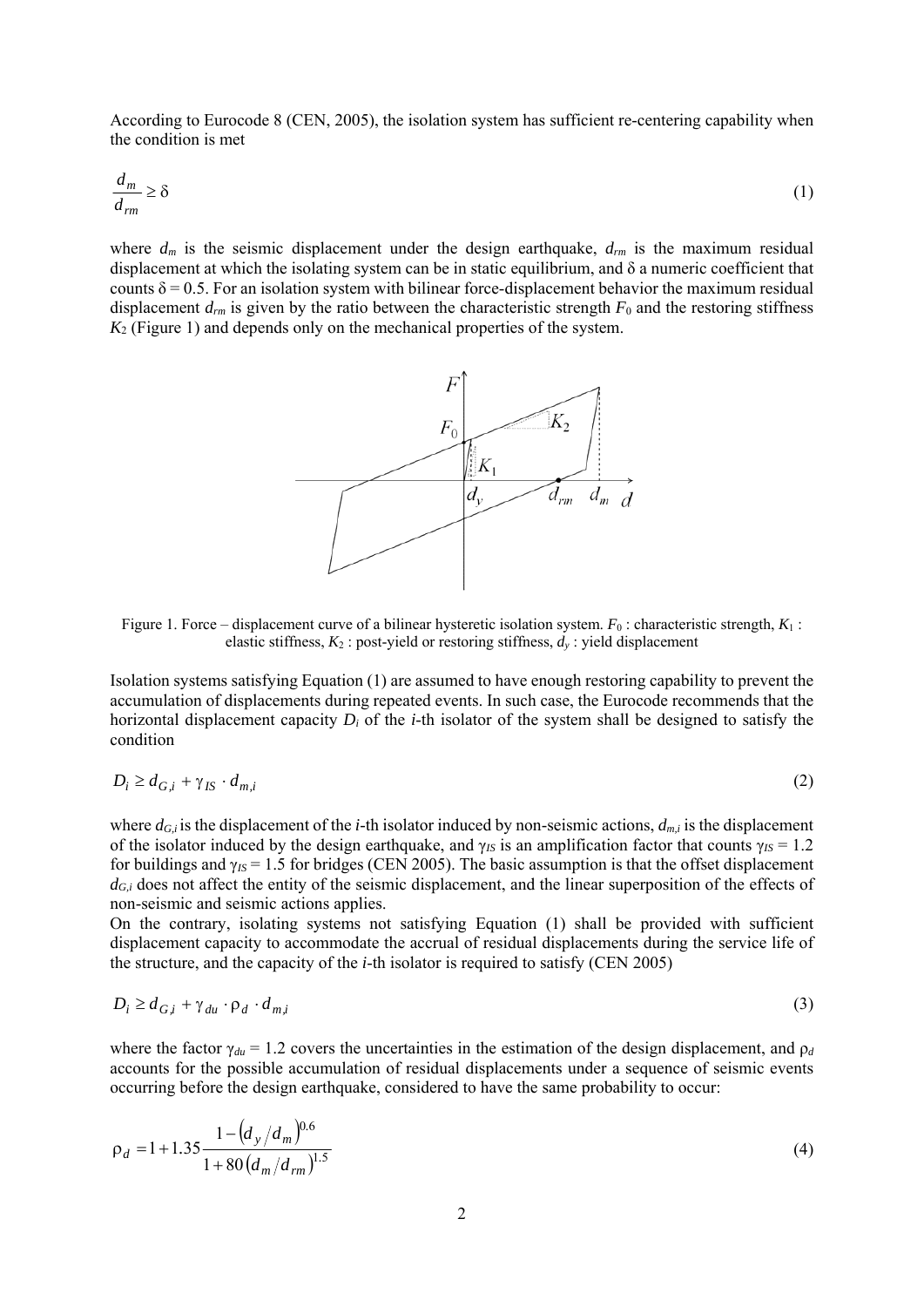According to Eurocode 8 (CEN, 2005), the isolation system has sufficient re-centering capability when the condition is met

$$\frac{d_m}{d_{rm}} \geq \delta \tag{1}$$

where $d_m$ is the seismic displacement under the design earthquake, $d_{rm}$ is the maximum residual displacement at which the isolating system can be in static equilibrium, and δ a numeric coefficient that counts $\delta = 0.5$. For an isolation system with bilinear force-displacement behavior the maximum residual displacement $d_{rm}$ is given by the ratio between the characteristic strength $F_0$ and the restoring stiffness $K_2$ (Figure 1) and depends only on the mechanical properties of the system.

Figure 1. Force – displacement curve of a bilinear hysteretic isolation system. $F_0$ : characteristic strength, $K_1$ : elastic stiffness, $K_2$ : post-yield or restoring stiffness, $d_y$ : yield displacement

Isolation systems satisfying Equation (1) are assumed to have enough restoring capability to prevent the accumulation of displacements during repeated events. In such case, the Eurocode recommends that the horizontal displacement capacity $D_i$ of the *i*-th isolator of the system shall be designed to satisfy the condition

$$D_i \geq d_{G,i} + \gamma_{IS} \cdot d_{m,i} \tag{2}$$

where $d_{G,i}$ is the displacement of the *i*-th isolator induced by non-seismic actions, $d_{m,i}$ is the displacement of the isolator induced by the design earthquake, and $\gamma_{IS}$ is an amplification factor that counts $\gamma_{IS} = 1.2$ for buildings and $\gamma_{IS} = 1.5$ for bridges (CEN 2005). The basic assumption is that the offset displacement $d_{G,i}$ does not affect the entity of the seismic displacement, and the linear superposition of the effects of non-seismic and seismic actions applies.

On the contrary, isolating systems not satisfying Equation (1) shall be provided with sufficient displacement capacity to accommodate the accrual of residual displacements during the service life of the structure, and the capacity of the *i*-th isolator is required to satisfy (CEN 2005)

$$D_i \geq d_{G,i} + \gamma_{du} \cdot \rho_d \cdot d_{m,i} \tag{3}$$

where the factor $\gamma_{du} = 1.2$ covers the uncertainties in the estimation of the design displacement, and $\rho_d$ accounts for the possible accumulation of residual displacements under a sequence of seismic events occurring before the design earthquake, considered to have the same probability to occur:

$$\rho_d = 1 + 1.35 \frac{1 - \left(d_y / d_m\right)^{0.6}}{1 + 80\left(d_m / d_{rm}\right)^{1.5}} \tag{4}$$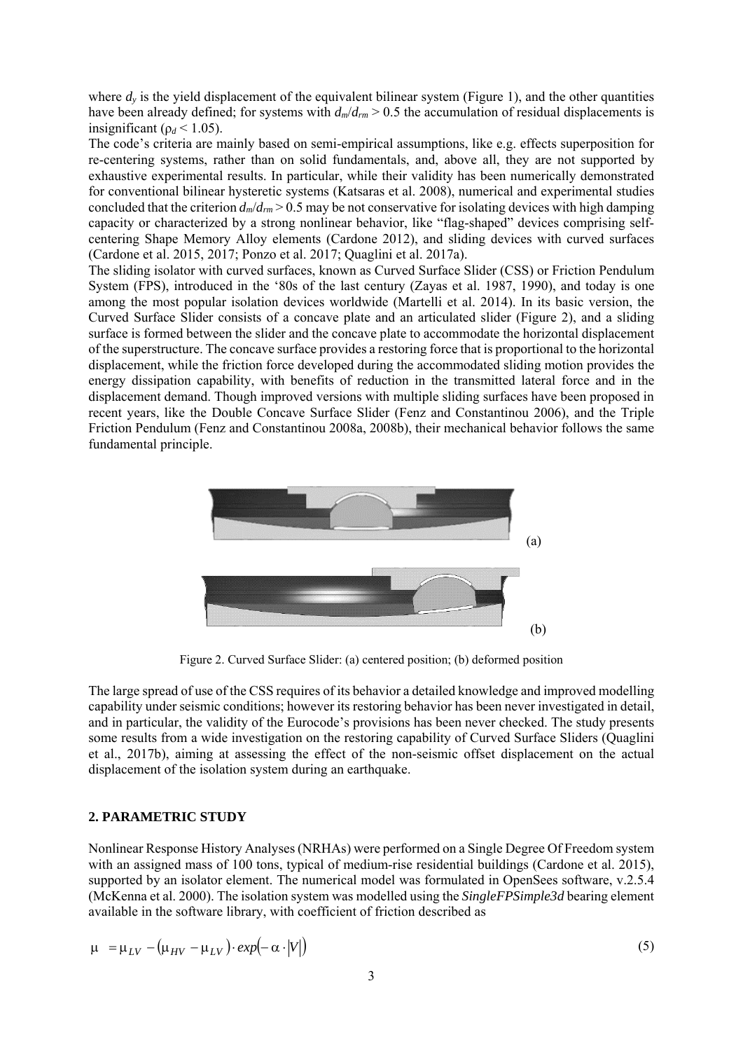where $d_y$ is the yield displacement of the equivalent bilinear system (Figure 1), and the other quantities have been already defined; for systems with $d_m/d_{rm} > 0.5$ the accumulation of residual displacements is insignificant ($\rho_d < 1.05$).
The code's criteria are mainly based on semi-empirical assumptions, like e.g. effects superposition for re-centering systems, rather than on solid fundamentals, and, above all, they are not supported by exhaustive experimental results. In particular, while their validity has been numerically demonstrated for conventional bilinear hysteretic systems (Katsaras et al. 2008), numerical and experimental studies concluded that the criterion $d_m/d_{rm} > 0.5$ may be not conservative for isolating devices with high damping capacity or characterized by a strong nonlinear behavior, like "flag-shaped" devices comprising self-centering Shape Memory Alloy elements (Cardone 2012), and sliding devices with curved surfaces (Cardone et al. 2015, 2017; Ponzo et al. 2017; Quaglini et al. 2017a).
The sliding isolator with curved surfaces, known as Curved Surface Slider (CSS) or Friction Pendulum System (FPS), introduced in the '80s of the last century (Zayas et al. 1987, 1990), and today is one among the most popular isolation devices worldwide (Martelli et al. 2014). In its basic version, the Curved Surface Slider consists of a concave plate and an articulated slider (Figure 2), and a sliding surface is formed between the slider and the concave plate to accommodate the horizontal displacement of the superstructure. The concave surface provides a restoring force that is proportional to the horizontal displacement, while the friction force developed during the accommodated sliding motion provides the energy dissipation capability, with benefits of reduction in the transmitted lateral force and in the displacement demand. Though improved versions with multiple sliding surfaces have been proposed in recent years, like the Double Concave Surface Slider (Fenz and Constantinou 2006), and the Triple Friction Pendulum (Fenz and Constantinou 2008a, 2008b), their mechanical behavior follows the same fundamental principle.

(a)

(b)

Figure 2. Curved Surface Slider: (a) centered position; (b) deformed position

The large spread of use of the CSS requires of its behavior a detailed knowledge and improved modelling capability under seismic conditions; however its restoring behavior has been never investigated in detail, and in particular, the validity of the Eurocode's provisions has been never checked. The study presents some results from a wide investigation on the restoring capability of Curved Surface Sliders (Quaglini et al., 2017b), aiming at assessing the effect of the non-seismic offset displacement on the actual displacement of the isolation system during an earthquake.

## 2. PARAMETRIC STUDY

Nonlinear Response History Analyses (NRHAs) were performed on a Single Degree Of Freedom system with an assigned mass of 100 tons, typical of medium-rise residential buildings (Cardone et al. 2015), supported by an isolator element. The numerical model was formulated in OpenSees software, v.2.5.4 (McKenna et al. 2000). The isolation system was modelled using the *SingleFPSimple3d* bearing element available in the software library, with coefficient of friction described as

$$\mu = \mu_{LV} - \left(\mu_{HV} - \mu_{LV}\right) \cdot exp\left(-\alpha \cdot |V|\right) \tag{5}$$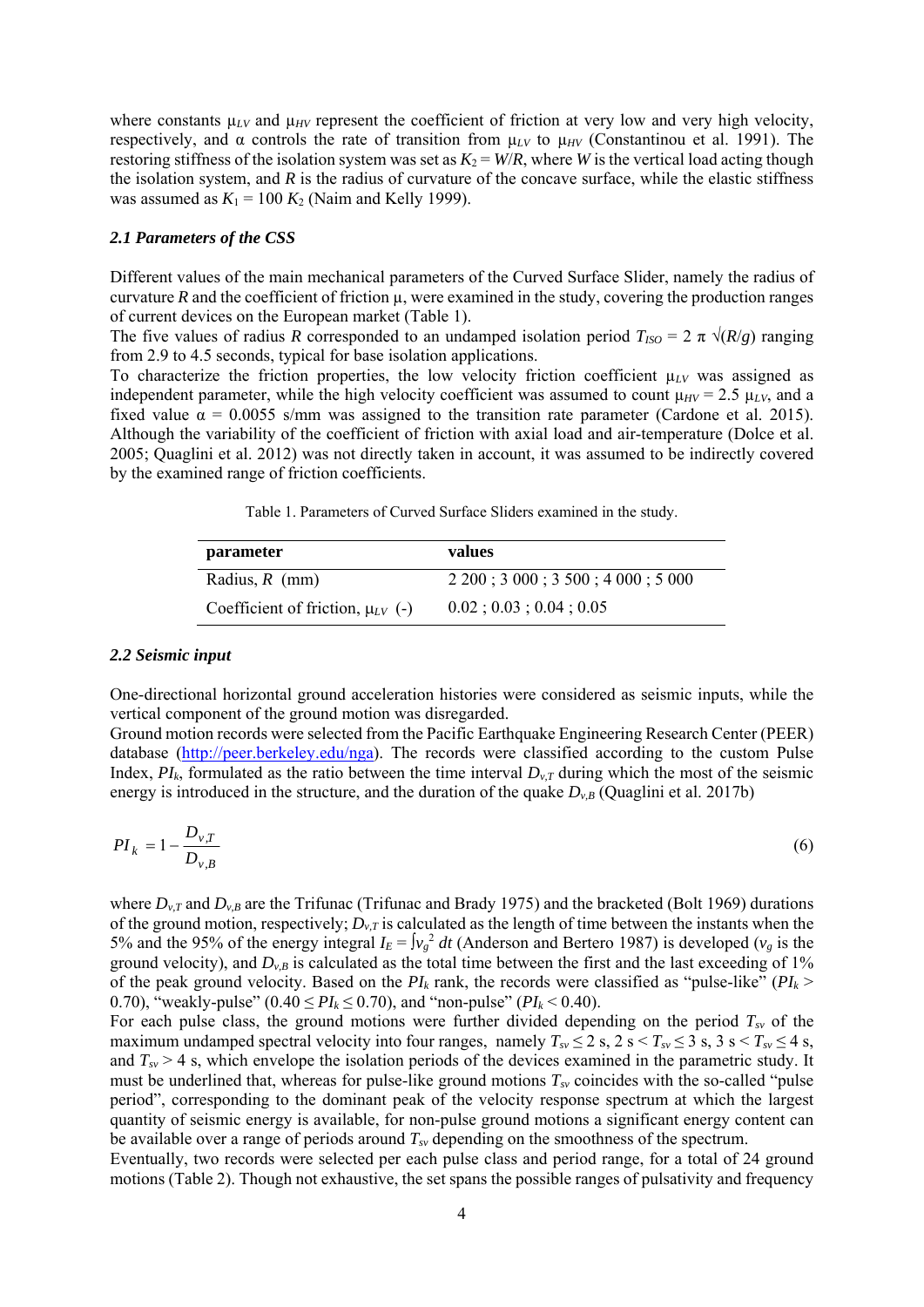where constants $\mu_{LV}$ and $\mu_{HV}$ represent the coefficient of friction at very low and very high velocity, respectively, and $\alpha$ controls the rate of transition from $\mu_{LV}$ to $\mu_{HV}$ (Constantinou et al. 1991). The restoring stiffness of the isolation system was set as $K_2 = W/R$, where $W$ is the vertical load acting though the isolation system, and $R$ is the radius of curvature of the concave surface, while the elastic stiffness was assumed as $K_1 = 100\ K_2$ (Naim and Kelly 1999).

### *2.1 Parameters of the CSS*

Different values of the main mechanical parameters of the Curved Surface Slider, namely the radius of curvature $R$ and the coefficient of friction $\mu$, were examined in the study, covering the production ranges of current devices on the European market (Table 1).
The five values of radius $R$ corresponded to an undamped isolation period $T_{ISO} = 2\ \pi\ \sqrt{(R/g)}$ ranging from 2.9 to 4.5 seconds, typical for base isolation applications.
To characterize the friction properties, the low velocity friction coefficient $\mu_{LV}$ was assigned as independent parameter, while the high velocity coefficient was assumed to count $\mu_{HV} = 2.5\ \mu_{LV}$, and a fixed value $\alpha = 0.0055$ s/mm was assigned to the transition rate parameter (Cardone et al. 2015). Although the variability of the coefficient of friction with axial load and air-temperature (Dolce et al. 2005; Quaglini et al. 2012) was not directly taken in account, it was assumed to be indirectly covered by the examined range of friction coefficients.

Table 1. Parameters of Curved Surface Sliders examined in the study.

| **parameter** | **values** |
|---|---|
| Radius, $R$ (mm) | 2 200 ; 3 000 ; 3 500 ; 4 000 ; 5 000 |
| Coefficient of friction, $\mu_{LV}$ (-) | 0.02 ; 0.03 ; 0.04 ; 0.05 |

### *2.2 Seismic input*

One-directional horizontal ground acceleration histories were considered as seismic inputs, while the vertical component of the ground motion was disregarded.
Ground motion records were selected from the Pacific Earthquake Engineering Research Center (PEER) database (http://peer.berkeley.edu/nga). The records were classified according to the custom Pulse Index, $PI_k$, formulated as the ratio between the time interval $D_{v,T}$ during which the most of the seismic energy is introduced in the structure, and the duration of the quake $D_{v,B}$ (Quaglini et al. 2017b)

$$PI_k = 1 - \frac{D_{v,T}}{D_{v,B}} \tag{6}$$

where $D_{v,T}$ and $D_{v,B}$ are the Trifunac (Trifunac and Brady 1975) and the bracketed (Bolt 1969) durations of the ground motion, respectively; $D_{v,T}$ is calculated as the length of time between the instants when the 5% and the 95% of the energy integral $I_E = \int v_g^2\ dt$ (Anderson and Bertero 1987) is developed ($v_g$ is the ground velocity), and $D_{v,B}$ is calculated as the total time between the first and the last exceeding of 1% of the peak ground velocity. Based on the $PI_k$ rank, the records were classified as "pulse-like" ($PI_k > 0.70$), "weakly-pulse" ($0.40 \leq PI_k \leq 0.70$), and "non-pulse" ($PI_k < 0.40$).
For each pulse class, the ground motions were further divided depending on the period $T_{sv}$ of the maximum undamped spectral velocity into four ranges, namely $T_{sv} \leq 2$ s, $2\text{ s} < T_{sv} \leq 3$ s, $3\text{ s} < T_{sv} \leq 4$ s, and $T_{sv} > 4$ s, which envelope the isolation periods of the devices examined in the parametric study. It must be underlined that, whereas for pulse-like ground motions $T_{sv}$ coincides with the so-called "pulse period", corresponding to the dominant peak of the velocity response spectrum at which the largest quantity of seismic energy is available, for non-pulse ground motions a significant energy content can be available over a range of periods around $T_{sv}$ depending on the smoothness of the spectrum.
Eventually, two records were selected per each pulse class and period range, for a total of 24 ground motions (Table 2). Though not exhaustive, the set spans the possible ranges of pulsativity and frequency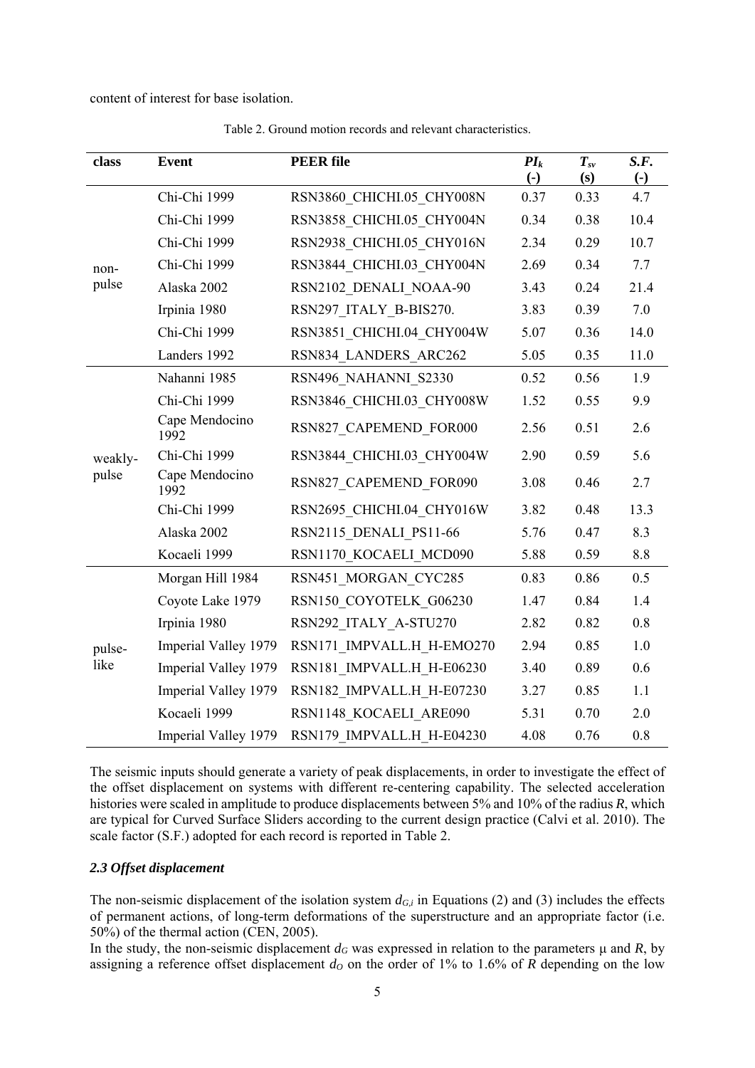content of interest for base isolation.

Table 2. Ground motion records and relevant characteristics.

| class | Event | PEER file | $PI_k$ (-) | $T_{sv}$ (s) | S.F. (-) |
|---|---|---|---|---|---|
| non-pulse | Chi-Chi 1999 | RSN3860_CHICHI.05_CHY008N | 0.37 | 0.33 | 4.7 |
| | Chi-Chi 1999 | RSN3858_CHICHI.05_CHY004N | 0.34 | 0.38 | 10.4 |
| | Chi-Chi 1999 | RSN2938_CHICHI.05_CHY016N | 2.34 | 0.29 | 10.7 |
| | Chi-Chi 1999 | RSN3844_CHICHI.03_CHY004N | 2.69 | 0.34 | 7.7 |
| | Alaska 2002 | RSN2102_DENALI_NOAA-90 | 3.43 | 0.24 | 21.4 |
| | Irpinia 1980 | RSN297_ITALY_B-BIS270. | 3.83 | 0.39 | 7.0 |
| | Chi-Chi 1999 | RSN3851_CHICHI.04_CHY004W | 5.07 | 0.36 | 14.0 |
| | Landers 1992 | RSN834_LANDERS_ARC262 | 5.05 | 0.35 | 11.0 |
| weakly-pulse | Nahanni 1985 | RSN496_NAHANNI_S2330 | 0.52 | 0.56 | 1.9 |
| | Chi-Chi 1999 | RSN3846_CHICHI.03_CHY008W | 1.52 | 0.55 | 9.9 |
| | Cape Mendocino 1992 | RSN827_CAPEMEND_FOR000 | 2.56 | 0.51 | 2.6 |
| | Chi-Chi 1999 | RSN3844_CHICHI.03_CHY004W | 2.90 | 0.59 | 5.6 |
| | Cape Mendocino 1992 | RSN827_CAPEMEND_FOR090 | 3.08 | 0.46 | 2.7 |
| | Chi-Chi 1999 | RSN2695_CHICHI.04_CHY016W | 3.82 | 0.48 | 13.3 |
| | Alaska 2002 | RSN2115_DENALI_PS11-66 | 5.76 | 0.47 | 8.3 |
| | Kocaeli 1999 | RSN1170_KOCAELI_MCD090 | 5.88 | 0.59 | 8.8 |
| pulse-like | Morgan Hill 1984 | RSN451_MORGAN_CYC285 | 0.83 | 0.86 | 0.5 |
| | Coyote Lake 1979 | RSN150_COYOTELK_G06230 | 1.47 | 0.84 | 1.4 |
| | Irpinia 1980 | RSN292_ITALY_A-STU270 | 2.82 | 0.82 | 0.8 |
| | Imperial Valley 1979 | RSN171_IMPVALL.H_H-EMO270 | 2.94 | 0.85 | 1.0 |
| | Imperial Valley 1979 | RSN181_IMPVALL.H_H-E06230 | 3.40 | 0.89 | 0.6 |
| | Imperial Valley 1979 | RSN182_IMPVALL.H_H-E07230 | 3.27 | 0.85 | 1.1 |
| | Kocaeli 1999 | RSN1148_KOCAELI_ARE090 | 5.31 | 0.70 | 2.0 |
| | Imperial Valley 1979 | RSN179_IMPVALL.H_H-E04230 | 4.08 | 0.76 | 0.8 |

The seismic inputs should generate a variety of peak displacements, in order to investigate the effect of the offset displacement on systems with different re-centering capability. The selected acceleration histories were scaled in amplitude to produce displacements between 5% and 10% of the radius $R$, which are typical for Curved Surface Sliders according to the current design practice (Calvi et al. 2010). The scale factor (S.F.) adopted for each record is reported in Table 2.

### *2.3 Offset displacement*

The non-seismic displacement of the isolation system $d_{G,i}$ in Equations (2) and (3) includes the effects of permanent actions, of long-term deformations of the superstructure and an appropriate factor (i.e. 50%) of the thermal action (CEN, 2005).

In the study, the non-seismic displacement $d_G$ was expressed in relation to the parameters $\mu$ and $R$, by assigning a reference offset displacement $d_O$ on the order of 1% to 1.6% of $R$ depending on the low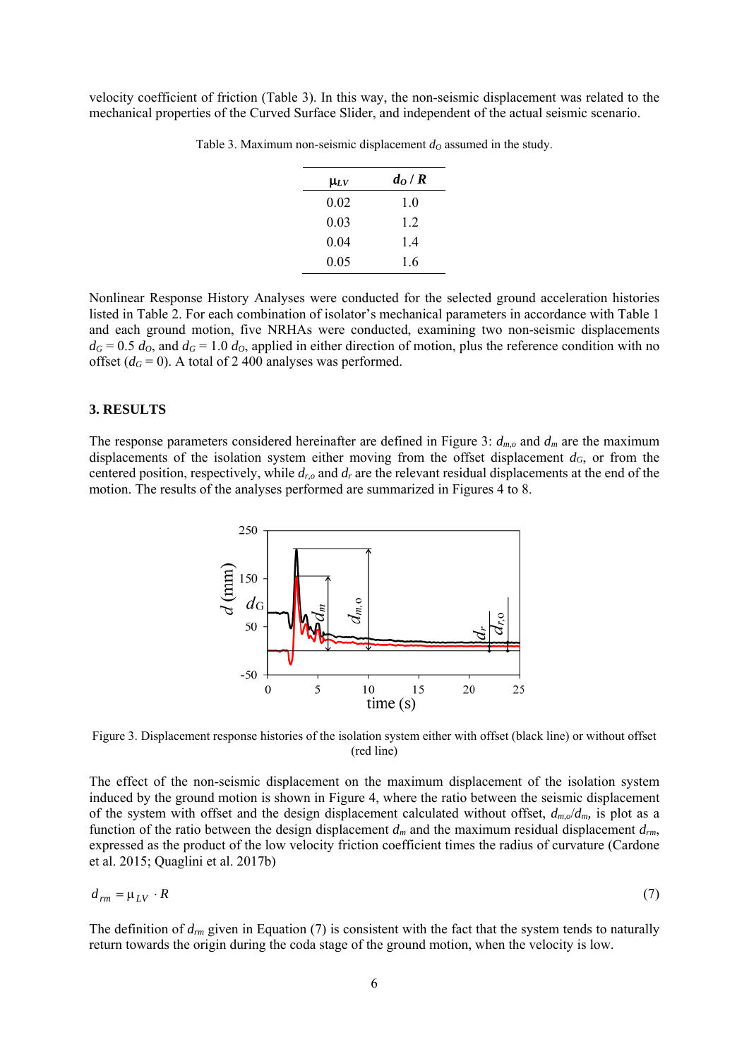velocity coefficient of friction (Table 3). In this way, the non-seismic displacement was related to the mechanical properties of the Curved Surface Slider, and independent of the actual seismic scenario.

Table 3. Maximum non-seismic displacement $d_O$ assumed in the study.

| $\mu_{LV}$ | $d_O / R$ |
|---|---|
| 0.02 | 1.0 |
| 0.03 | 1.2 |
| 0.04 | 1.4 |
| 0.05 | 1.6 |

Nonlinear Response History Analyses were conducted for the selected ground acceleration histories listed in Table 2. For each combination of isolator's mechanical parameters in accordance with Table 1 and each ground motion, five NRHAs were conducted, examining two non-seismic displacements $d_G = 0.5\ d_O$, and $d_G = 1.0\ d_O$, applied in either direction of motion, plus the reference condition with no offset ($d_G = 0$). A total of 2 400 analyses was performed.

## 3. RESULTS

The response parameters considered hereinafter are defined in Figure 3: $d_{m,o}$ and $d_m$ are the maximum displacements of the isolation system either moving from the offset displacement $d_G$, or from the centered position, respectively, while $d_{r,o}$ and $d_r$ are the relevant residual displacements at the end of the motion. The results of the analyses performed are summarized in Figures 4 to 8.

Figure 3. Displacement response histories of the isolation system either with offset (black line) or without offset (red line)

The effect of the non-seismic displacement on the maximum displacement of the isolation system induced by the ground motion is shown in Figure 4, where the ratio between the seismic displacement of the system with offset and the design displacement calculated without offset, $d_{m,o}/d_m$, is plot as a function of the ratio between the design displacement $d_m$ and the maximum residual displacement $d_{rm}$, expressed as the product of the low velocity friction coefficient times the radius of curvature (Cardone et al. 2015; Quaglini et al. 2017b)

$$d_{rm} = \mu_{LV} \cdot R \tag{7}$$

The definition of $d_{rm}$ given in Equation (7) is consistent with the fact that the system tends to naturally return towards the origin during the coda stage of the ground motion, when the velocity is low.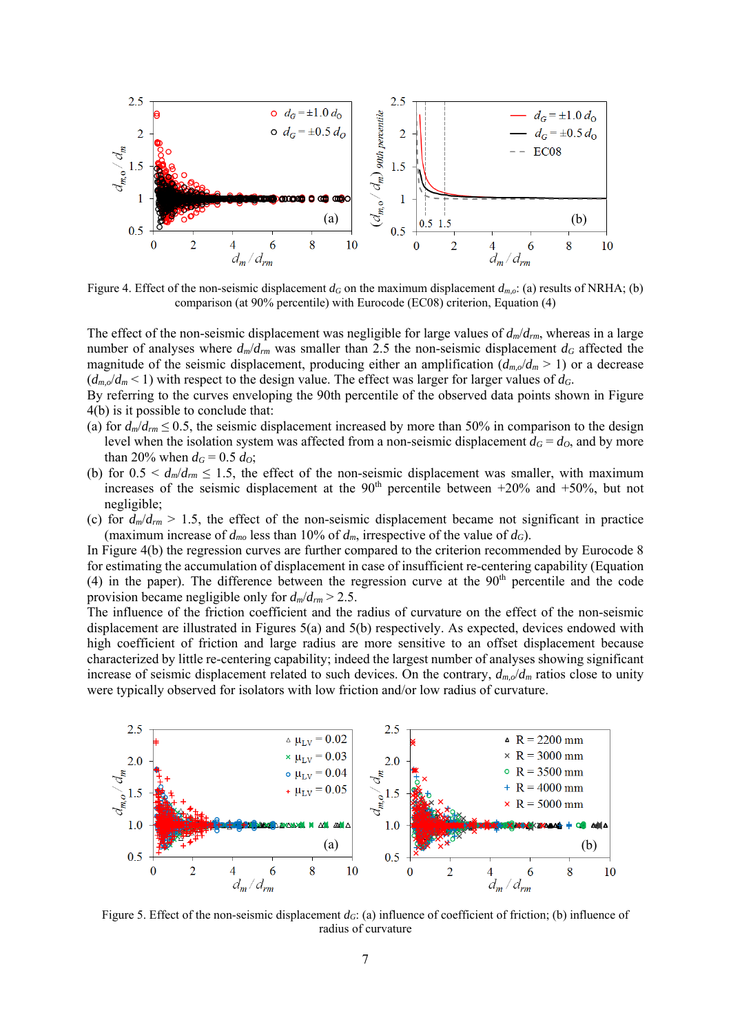Figure 4. Effect of the non-seismic displacement $d_G$ on the maximum displacement $d_{m,o}$: (a) results of NRHA; (b) comparison (at 90% percentile) with Eurocode (EC08) criterion, Equation (4)

The effect of the non-seismic displacement was negligible for large values of $d_m/d_{rm}$, whereas in a large number of analyses where $d_m/d_{rm}$ was smaller than 2.5 the non-seismic displacement $d_G$ affected the magnitude of the seismic displacement, producing either an amplification ($d_{m,o}/d_m > 1$) or a decrease ($d_{m,o}/d_m < 1$) with respect to the design value. The effect was larger for larger values of $d_G$.

By referring to the curves enveloping the 90th percentile of the observed data points shown in Figure 4(b) is it possible to conclude that:

(a) for $d_m/d_{rm} \leq 0.5$, the seismic displacement increased by more than 50% in comparison to the design level when the isolation system was affected from a non-seismic displacement $d_G = d_O$, and by more than 20% when $d_G = 0.5\, d_O$;

(b) for $0.5 < d_m/d_{rm} \leq 1.5$, the effect of the non-seismic displacement was smaller, with maximum increases of the seismic displacement at the 90th percentile between +20% and +50%, but not negligible;

(c) for $d_m/d_{rm} > 1.5$, the effect of the non-seismic displacement became not significant in practice (maximum increase of $d_{mo}$ less than 10% of $d_m$, irrespective of the value of $d_G$).

In Figure 4(b) the regression curves are further compared to the criterion recommended by Eurocode 8 for estimating the accumulation of displacement in case of insufficient re-centering capability (Equation (4) in the paper). The difference between the regression curve at the 90th percentile and the code provision became negligible only for $d_m/d_{rm} > 2.5$.

The influence of the friction coefficient and the radius of curvature on the effect of the non-seismic displacement are illustrated in Figures 5(a) and 5(b) respectively. As expected, devices endowed with high coefficient of friction and large radius are more sensitive to an offset displacement because characterized by little re-centering capability; indeed the largest number of analyses showing significant increase of seismic displacement related to such devices. On the contrary, $d_{m,o}/d_m$ ratios close to unity were typically observed for isolators with low friction and/or low radius of curvature.

Figure 5. Effect of the non-seismic displacement $d_G$: (a) influence of coefficient of friction; (b) influence of radius of curvature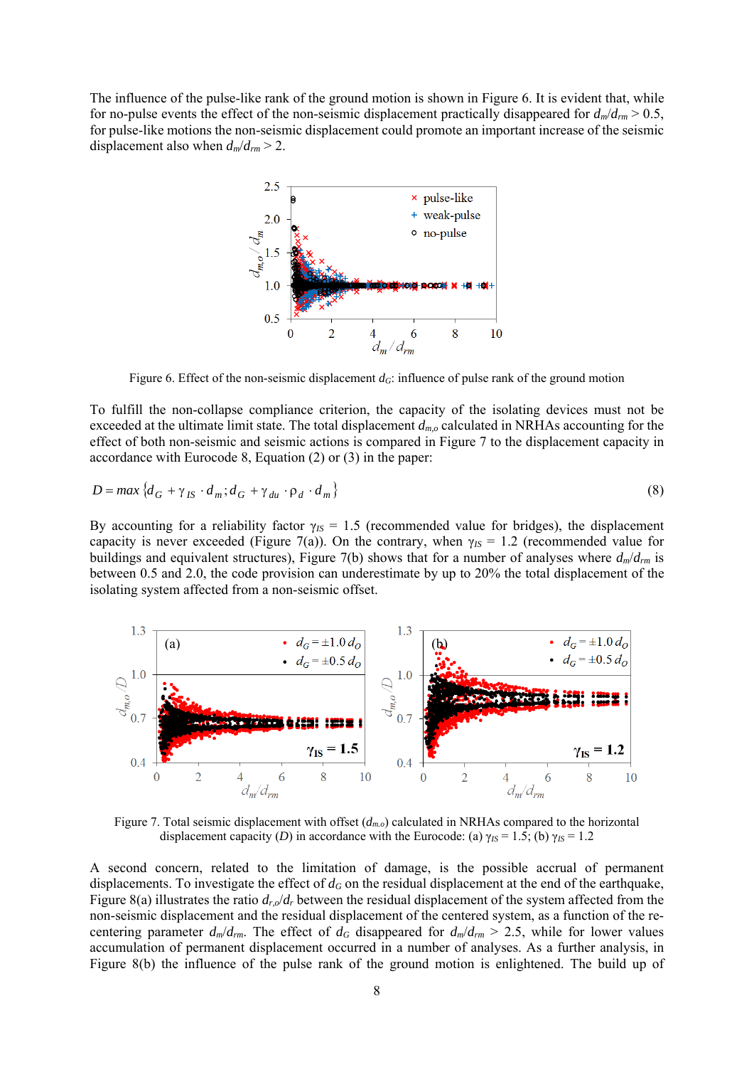The influence of the pulse-like rank of the ground motion is shown in Figure 6. It is evident that, while for no-pulse events the effect of the non-seismic displacement practically disappeared for $d_m/d_{rm} > 0.5$, for pulse-like motions the non-seismic displacement could promote an important increase of the seismic displacement also when $d_m/d_{rm} > 2$.

Figure 6. Effect of the non-seismic displacement $d_G$: influence of pulse rank of the ground motion

To fulfill the non-collapse compliance criterion, the capacity of the isolating devices must not be exceeded at the ultimate limit state. The total displacement $d_{m,o}$ calculated in NRHAs accounting for the effect of both non-seismic and seismic actions is compared in Figure 7 to the displacement capacity in accordance with Eurocode 8, Equation (2) or (3) in the paper:

$$D = max\left\{d_G + \gamma_{IS} \cdot d_m ; d_G + \gamma_{du} \cdot \rho_d \cdot d_m\right\} \tag{8}$$

By accounting for a reliability factor $\gamma_{IS} = 1.5$ (recommended value for bridges), the displacement capacity is never exceeded (Figure 7(a)). On the contrary, when $\gamma_{IS} = 1.2$ (recommended value for buildings and equivalent structures), Figure 7(b) shows that for a number of analyses where $d_m/d_{rm}$ is between 0.5 and 2.0, the code provision can underestimate by up to 20% the total displacement of the isolating system affected from a non-seismic offset.

Figure 7. Total seismic displacement with offset ($d_{m,o}$) calculated in NRHAs compared to the horizontal displacement capacity ($D$) in accordance with the Eurocode: (a) $\gamma_{IS} = 1.5$; (b) $\gamma_{IS} = 1.2$

A second concern, related to the limitation of damage, is the possible accrual of permanent displacements. To investigate the effect of $d_G$ on the residual displacement at the end of the earthquake, Figure 8(a) illustrates the ratio $d_{r,o}/d_r$ between the residual displacement of the system affected from the non-seismic displacement and the residual displacement of the centered system, as a function of the re-centering parameter $d_m/d_{rm}$. The effect of $d_G$ disappeared for $d_m/d_{rm} > 2.5$, while for lower values accumulation of permanent displacement occurred in a number of analyses. As a further analysis, in Figure 8(b) the influence of the pulse rank of the ground motion is enlightened. The build up of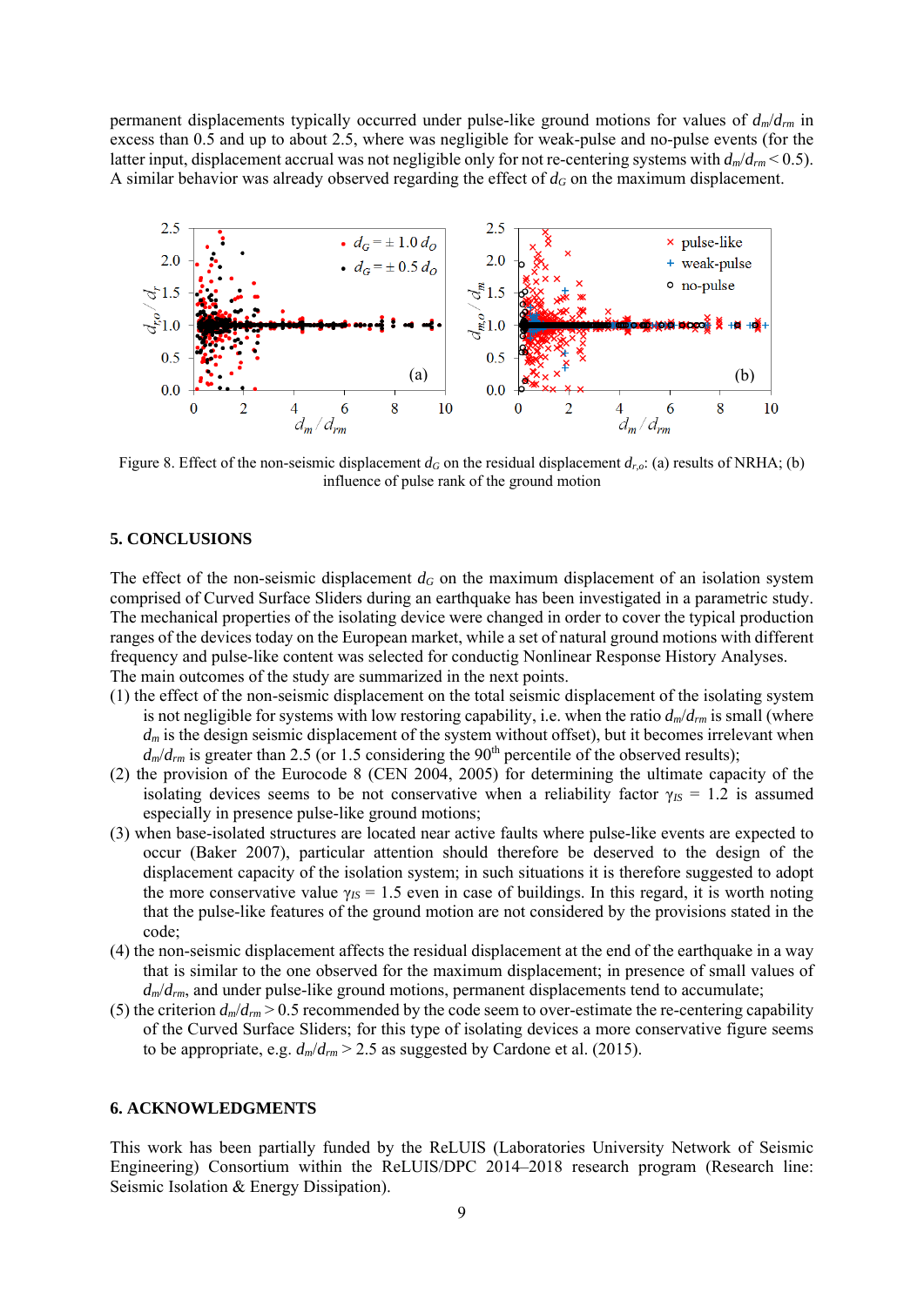permanent displacements typically occurred under pulse-like ground motions for values of $d_m/d_{rm}$ in excess than 0.5 and up to about 2.5, where was negligible for weak-pulse and no-pulse events (for the latter input, displacement accrual was not negligible only for not re-centering systems with $d_m/d_{rm} < 0.5$). A similar behavior was already observed regarding the effect of $d_G$ on the maximum displacement.

Figure 8. Effect of the non-seismic displacement $d_G$ on the residual displacement $d_{r,o}$: (a) results of NRHA; (b) influence of pulse rank of the ground motion

## 5. CONCLUSIONS

The effect of the non-seismic displacement $d_G$ on the maximum displacement of an isolation system comprised of Curved Surface Sliders during an earthquake has been investigated in a parametric study. The mechanical properties of the isolating device were changed in order to cover the typical production ranges of the devices today on the European market, while a set of natural ground motions with different frequency and pulse-like content was selected for conductig Nonlinear Response History Analyses. The main outcomes of the study are summarized in the next points.

(1) the effect of the non-seismic displacement on the total seismic displacement of the isolating system is not negligible for systems with low restoring capability, i.e. when the ratio $d_m/d_{rm}$ is small (where $d_m$ is the design seismic displacement of the system without offset), but it becomes irrelevant when $d_m/d_{rm}$ is greater than 2.5 (or 1.5 considering the 90$^{th}$ percentile of the observed results);

(2) the provision of the Eurocode 8 (CEN 2004, 2005) for determining the ultimate capacity of the isolating devices seems to be not conservative when a reliability factor $\gamma_{IS} = 1.2$ is assumed especially in presence pulse-like ground motions;

(3) when base-isolated structures are located near active faults where pulse-like events are expected to occur (Baker 2007), particular attention should therefore be deserved to the design of the displacement capacity of the isolation system; in such situations it is therefore suggested to adopt the more conservative value $\gamma_{IS} = 1.5$ even in case of buildings. In this regard, it is worth noting that the pulse-like features of the ground motion are not considered by the provisions stated in the code;

(4) the non-seismic displacement affects the residual displacement at the end of the earthquake in a way that is similar to the one observed for the maximum displacement; in presence of small values of $d_m/d_{rm}$, and under pulse-like ground motions, permanent displacements tend to accumulate;

(5) the criterion $d_m/d_{rm} > 0.5$ recommended by the code seem to over-estimate the re-centering capability of the Curved Surface Sliders; for this type of isolating devices a more conservative figure seems to be appropriate, e.g. $d_m/d_{rm} > 2.5$ as suggested by Cardone et al. (2015).

## 6. ACKNOWLEDGMENTS

This work has been partially funded by the ReLUIS (Laboratories University Network of Seismic Engineering) Consortium within the ReLUIS/DPC 2014–2018 research program (Research line: Seismic Isolation & Energy Dissipation).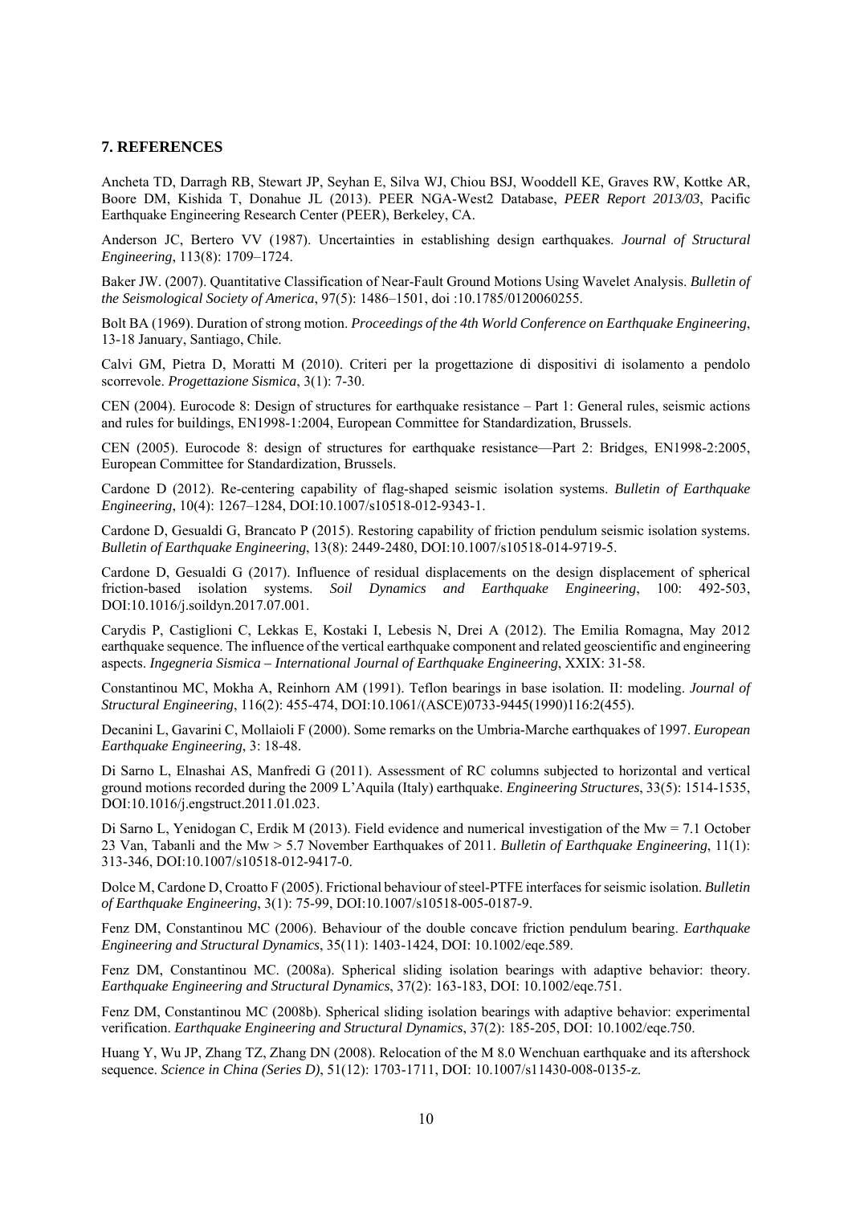## 7. REFERENCES

Ancheta TD, Darragh RB, Stewart JP, Seyhan E, Silva WJ, Chiou BSJ, Wooddell KE, Graves RW, Kottke AR, Boore DM, Kishida T, Donahue JL (2013). PEER NGA-West2 Database, *PEER Report 2013/03*, Pacific Earthquake Engineering Research Center (PEER), Berkeley, CA.

Anderson JC, Bertero VV (1987). Uncertainties in establishing design earthquakes. *Journal of Structural Engineering*, 113(8): 1709–1724.

Baker JW. (2007). Quantitative Classification of Near-Fault Ground Motions Using Wavelet Analysis. *Bulletin of the Seismological Society of America*, 97(5): 1486–1501, doi :10.1785/0120060255.

Bolt BA (1969). Duration of strong motion. *Proceedings of the 4th World Conference on Earthquake Engineering*, 13-18 January, Santiago, Chile.

Calvi GM, Pietra D, Moratti M (2010). Criteri per la progettazione di dispositivi di isolamento a pendolo scorrevole. *Progettazione Sismica*, 3(1): 7-30.

CEN (2004). Eurocode 8: Design of structures for earthquake resistance – Part 1: General rules, seismic actions and rules for buildings, EN1998-1:2004, European Committee for Standardization, Brussels.

CEN (2005). Eurocode 8: design of structures for earthquake resistance—Part 2: Bridges, EN1998-2:2005, European Committee for Standardization, Brussels.

Cardone D (2012). Re-centering capability of flag-shaped seismic isolation systems. *Bulletin of Earthquake Engineering*, 10(4): 1267–1284, DOI:10.1007/s10518-012-9343-1.

Cardone D, Gesualdi G, Brancato P (2015). Restoring capability of friction pendulum seismic isolation systems. *Bulletin of Earthquake Engineering*, 13(8): 2449-2480, DOI:10.1007/s10518-014-9719-5.

Cardone D, Gesualdi G (2017). Influence of residual displacements on the design displacement of spherical friction-based isolation systems. *Soil Dynamics and Earthquake Engineering*, 100: 492-503, DOI:10.1016/j.soildyn.2017.07.001.

Carydis P, Castiglioni C, Lekkas E, Kostaki I, Lebesis N, Drei A (2012). The Emilia Romagna, May 2012 earthquake sequence. The influence of the vertical earthquake component and related geoscientific and engineering aspects. *Ingegneria Sismica – International Journal of Earthquake Engineering*, XXIX: 31-58.

Constantinou MC, Mokha A, Reinhorn AM (1991). Teflon bearings in base isolation. II: modeling. *Journal of Structural Engineering*, 116(2): 455-474, DOI:10.1061/(ASCE)0733-9445(1990)116:2(455).

Decanini L, Gavarini C, Mollaioli F (2000). Some remarks on the Umbria-Marche earthquakes of 1997. *European Earthquake Engineering*, 3: 18-48.

Di Sarno L, Elnashai AS, Manfredi G (2011). Assessment of RC columns subjected to horizontal and vertical ground motions recorded during the 2009 L'Aquila (Italy) earthquake. *Engineering Structures*, 33(5): 1514-1535, DOI:10.1016/j.engstruct.2011.01.023.

Di Sarno L, Yenidogan C, Erdik M (2013). Field evidence and numerical investigation of the Mw = 7.1 October 23 Van, Tabanli and the Mw > 5.7 November Earthquakes of 2011. *Bulletin of Earthquake Engineering*, 11(1): 313-346, DOI:10.1007/s10518-012-9417-0.

Dolce M, Cardone D, Croatto F (2005). Frictional behaviour of steel-PTFE interfaces for seismic isolation. *Bulletin of Earthquake Engineering*, 3(1): 75-99, DOI:10.1007/s10518-005-0187-9.

Fenz DM, Constantinou MC (2006). Behaviour of the double concave friction pendulum bearing. *Earthquake Engineering and Structural Dynamics*, 35(11): 1403-1424, DOI: 10.1002/eqe.589.

Fenz DM, Constantinou MC. (2008a). Spherical sliding isolation bearings with adaptive behavior: theory. *Earthquake Engineering and Structural Dynamics*, 37(2): 163-183, DOI: 10.1002/eqe.751.

Fenz DM, Constantinou MC (2008b). Spherical sliding isolation bearings with adaptive behavior: experimental verification. *Earthquake Engineering and Structural Dynamics*, 37(2): 185-205, DOI: 10.1002/eqe.750.

Huang Y, Wu JP, Zhang TZ, Zhang DN (2008). Relocation of the M 8.0 Wenchuan earthquake and its aftershock sequence. *Science in China (Series D)*, 51(12): 1703-1711, DOI: 10.1007/s11430-008-0135-z.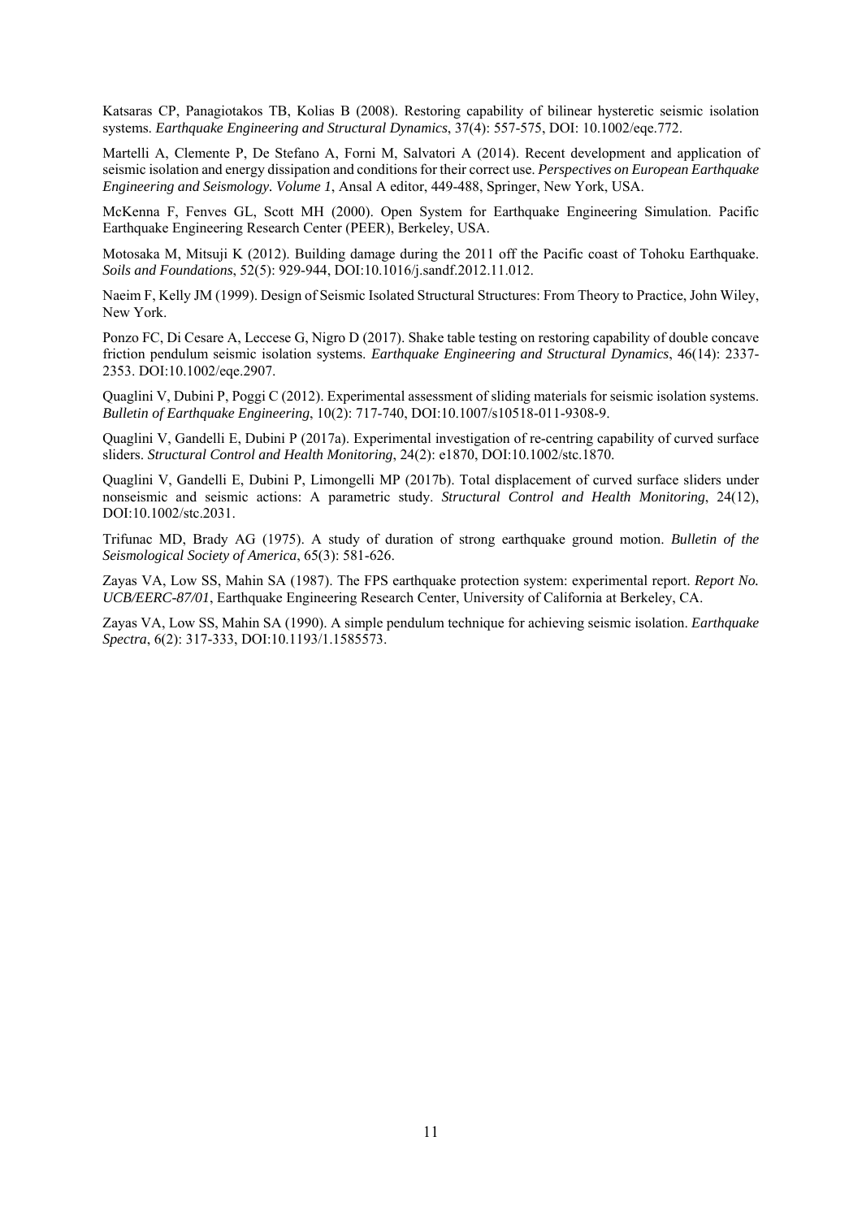Katsaras CP, Panagiotakos TB, Kolias B (2008). Restoring capability of bilinear hysteretic seismic isolation systems. *Earthquake Engineering and Structural Dynamics*, 37(4): 557-575, DOI: 10.1002/eqe.772.

Martelli A, Clemente P, De Stefano A, Forni M, Salvatori A (2014). Recent development and application of seismic isolation and energy dissipation and conditions for their correct use. *Perspectives on European Earthquake Engineering and Seismology. Volume 1*, Ansal A editor, 449-488, Springer, New York, USA.

McKenna F, Fenves GL, Scott MH (2000). Open System for Earthquake Engineering Simulation. Pacific Earthquake Engineering Research Center (PEER), Berkeley, USA.

Motosaka M, Mitsuji K (2012). Building damage during the 2011 off the Pacific coast of Tohoku Earthquake. *Soils and Foundations*, 52(5): 929-944, DOI:10.1016/j.sandf.2012.11.012.

Naeim F, Kelly JM (1999). Design of Seismic Isolated Structural Structures: From Theory to Practice, John Wiley, New York.

Ponzo FC, Di Cesare A, Leccese G, Nigro D (2017). Shake table testing on restoring capability of double concave friction pendulum seismic isolation systems. *Earthquake Engineering and Structural Dynamics*, 46(14): 2337-2353. DOI:10.1002/eqe.2907.

Quaglini V, Dubini P, Poggi C (2012). Experimental assessment of sliding materials for seismic isolation systems. *Bulletin of Earthquake Engineering*, 10(2): 717-740, DOI:10.1007/s10518-011-9308-9.

Quaglini V, Gandelli E, Dubini P (2017a). Experimental investigation of re-centring capability of curved surface sliders. *Structural Control and Health Monitoring*, 24(2): e1870, DOI:10.1002/stc.1870.

Quaglini V, Gandelli E, Dubini P, Limongelli MP (2017b). Total displacement of curved surface sliders under nonseismic and seismic actions: A parametric study. *Structural Control and Health Monitoring*, 24(12), DOI:10.1002/stc.2031.

Trifunac MD, Brady AG (1975). A study of duration of strong earthquake ground motion. *Bulletin of the Seismological Society of America*, 65(3): 581-626.

Zayas VA, Low SS, Mahin SA (1987). The FPS earthquake protection system: experimental report. *Report No. UCB/EERC-87/01*, Earthquake Engineering Research Center, University of California at Berkeley, CA.

Zayas VA, Low SS, Mahin SA (1990). A simple pendulum technique for achieving seismic isolation. *Earthquake Spectra*, 6(2): 317-333, DOI:10.1193/1.1585573.